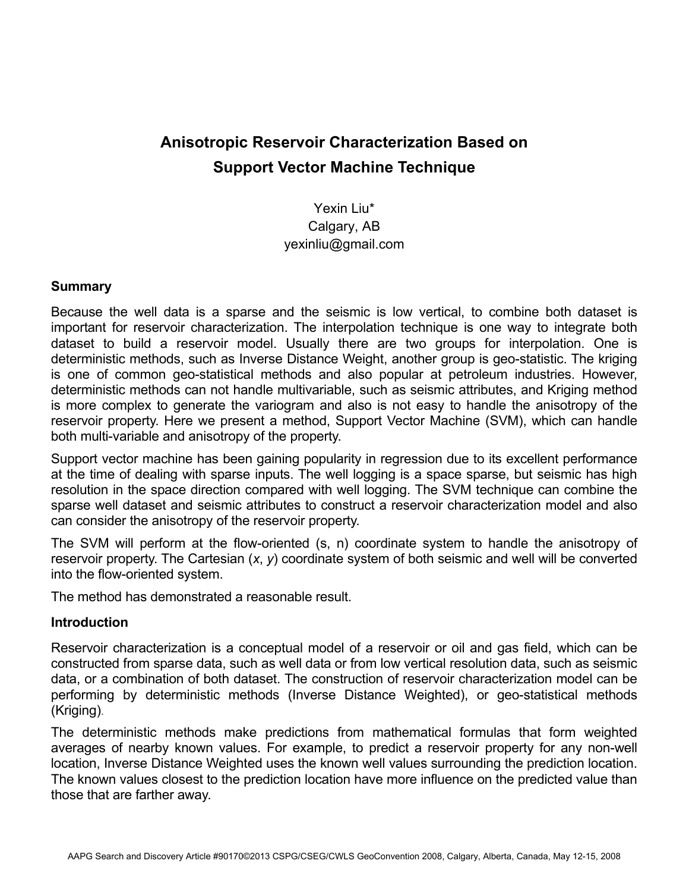# Anisotropic Reservoir Characterization Based on Support Vector Machine Technique

Yexin Liu*
Calgary, AB
yexinliu@gmail.com

## Summary

Because the well data is a sparse and the seismic is low vertical, to combine both dataset is important for reservoir characterization. The interpolation technique is one way to integrate both dataset to build a reservoir model. Usually there are two groups for interpolation. One is deterministic methods, such as Inverse Distance Weight, another group is geo-statistic. The kriging is one of common geo-statistical methods and also popular at petroleum industries. However, deterministic methods can not handle multivariable, such as seismic attributes, and Kriging method is more complex to generate the variogram and also is not easy to handle the anisotropy of the reservoir property. Here we present a method, Support Vector Machine (SVM), which can handle both multi-variable and anisotropy of the property.

Support vector machine has been gaining popularity in regression due to its excellent performance at the time of dealing with sparse inputs. The well logging is a space sparse, but seismic has high resolution in the space direction compared with well logging. The SVM technique can combine the sparse well dataset and seismic attributes to construct a reservoir characterization model and also can consider the anisotropy of the reservoir property.

The SVM will perform at the flow-oriented (s, n) coordinate system to handle the anisotropy of reservoir property. The Cartesian (*x*, *y*) coordinate system of both seismic and well will be converted into the flow-oriented system.

The method has demonstrated a reasonable result.

## Introduction

Reservoir characterization is a conceptual model of a reservoir or oil and gas field, which can be constructed from sparse data, such as well data or from low vertical resolution data, such as seismic data, or a combination of both dataset. The construction of reservoir characterization model can be performing by deterministic methods (Inverse Distance Weighted), or geo-statistical methods (Kriging).

The deterministic methods make predictions from mathematical formulas that form weighted averages of nearby known values. For example, to predict a reservoir property for any non-well location, Inverse Distance Weighted uses the known well values surrounding the prediction location. The known values closest to the prediction location have more influence on the predicted value than those that are farther away.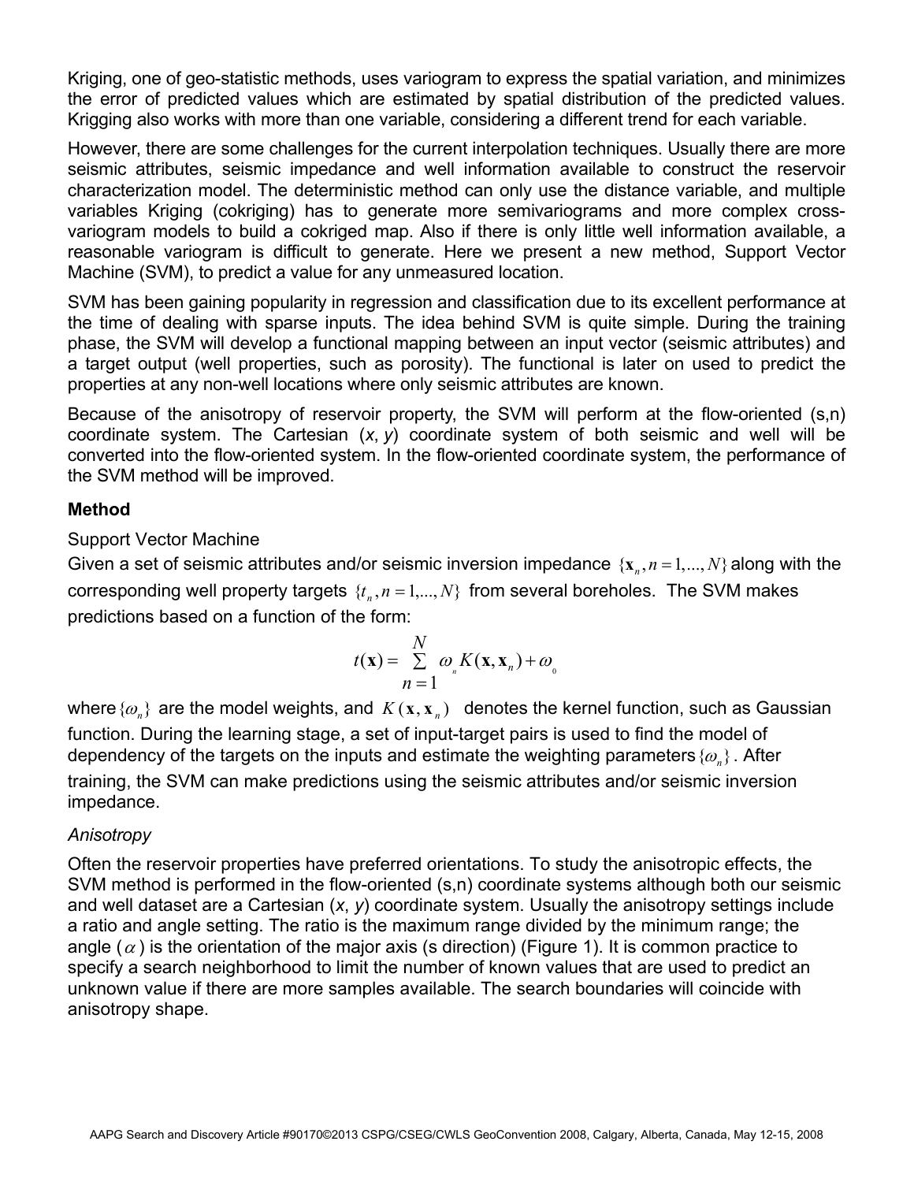Kriging, one of geo-statistic methods, uses variogram to express the spatial variation, and minimizes the error of predicted values which are estimated by spatial distribution of the predicted values. Krigging also works with more than one variable, considering a different trend for each variable.

However, there are some challenges for the current interpolation techniques. Usually there are more seismic attributes, seismic impedance and well information available to construct the reservoir characterization model. The deterministic method can only use the distance variable, and multiple variables Kriging (cokriging) has to generate more semivariograms and more complex cross-variogram models to build a cokriged map. Also if there is only little well information available, a reasonable variogram is difficult to generate. Here we present a new method, Support Vector Machine (SVM), to predict a value for any unmeasured location.

SVM has been gaining popularity in regression and classification due to its excellent performance at the time of dealing with sparse inputs. The idea behind SVM is quite simple. During the training phase, the SVM will develop a functional mapping between an input vector (seismic attributes) and a target output (well properties, such as porosity). The functional is later on used to predict the properties at any non-well locations where only seismic attributes are known.

Because of the anisotropy of reservoir property, the SVM will perform at the flow-oriented (s,n) coordinate system. The Cartesian (*x*, *y*) coordinate system of both seismic and well will be converted into the flow-oriented system. In the flow-oriented coordinate system, the performance of the SVM method will be improved.

## Method

Support Vector Machine

Given a set of seismic attributes and/or seismic inversion impedance $\{\mathbf{x}_n, n = 1,...,N\}$ along with the corresponding well property targets $\{t_n, n = 1,...,N\}$ from several boreholes. The SVM makes predictions based on a function of the form:

$$t(\mathbf{x}) = \sum_{n=1}^{N} \omega_n K(\mathbf{x}, \mathbf{x}_n) + \omega_0$$

where $\{\omega_n\}$ are the model weights, and $K(\mathbf{x}, \mathbf{x}_n)$ denotes the kernel function, such as Gaussian function. During the learning stage, a set of input-target pairs is used to find the model of dependency of the targets on the inputs and estimate the weighting parameters $\{\omega_n\}$. After training, the SVM can make predictions using the seismic attributes and/or seismic inversion impedance.

*Anisotropy*

Often the reservoir properties have preferred orientations. To study the anisotropic effects, the SVM method is performed in the flow-oriented (s,n) coordinate systems although both our seismic and well dataset are a Cartesian (*x*, *y*) coordinate system. Usually the anisotropy settings include a ratio and angle setting. The ratio is the maximum range divided by the minimum range; the angle ($\alpha$) is the orientation of the major axis (s direction) (Figure 1). It is common practice to specify a search neighborhood to limit the number of known values that are used to predict an unknown value if there are more samples available. The search boundaries will coincide with anisotropy shape.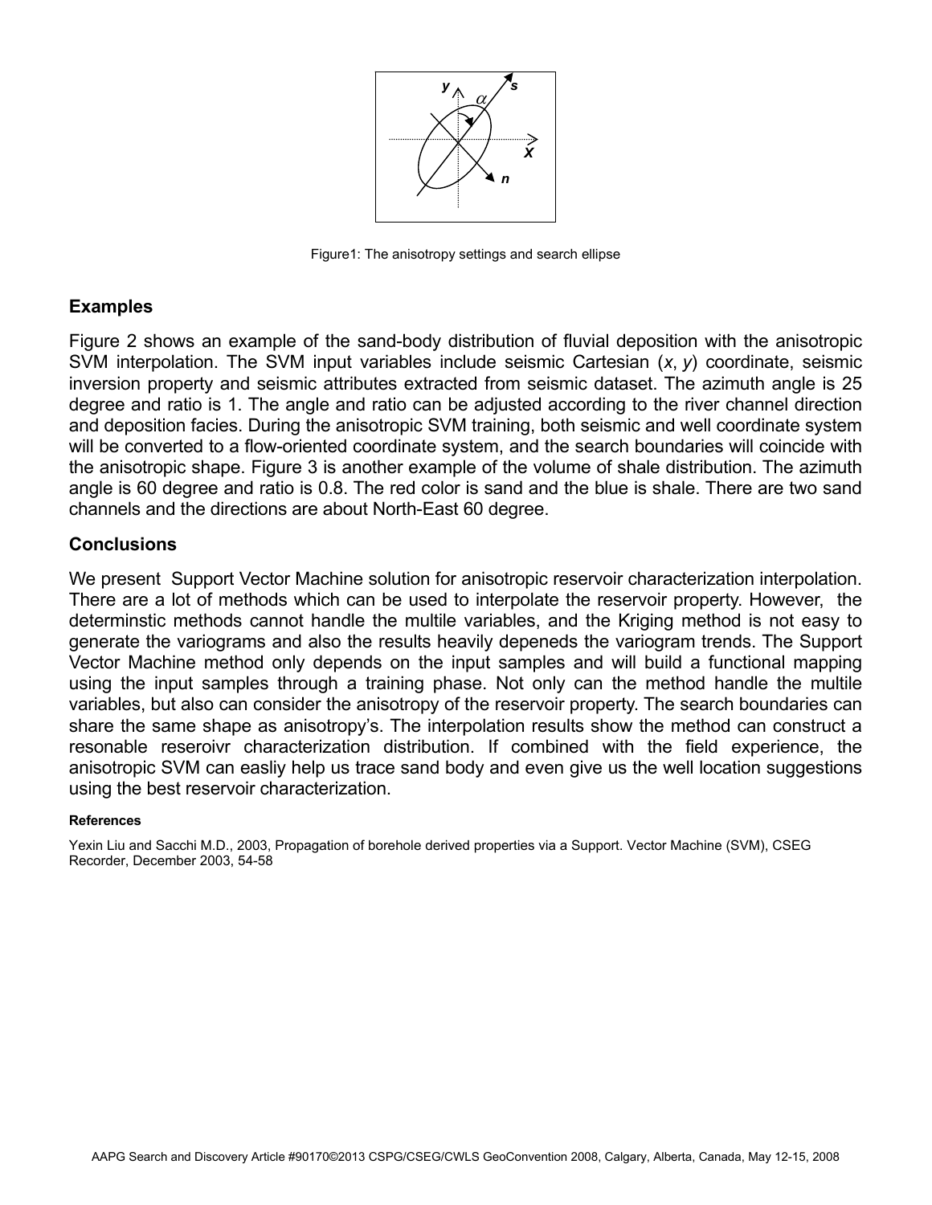Figure1: The anisotropy settings and search ellipse

## Examples

Figure 2 shows an example of the sand-body distribution of fluvial deposition with the anisotropic SVM interpolation. The SVM input variables include seismic Cartesian ($x$, $y$) coordinate, seismic inversion property and seismic attributes extracted from seismic dataset. The azimuth angle is 25 degree and ratio is 1. The angle and ratio can be adjusted according to the river channel direction and deposition facies. During the anisotropic SVM training, both seismic and well coordinate system will be converted to a flow-oriented coordinate system, and the search boundaries will coincide with the anisotropic shape. Figure 3 is another example of the volume of shale distribution. The azimuth angle is 60 degree and ratio is 0.8. The red color is sand and the blue is shale. There are two sand channels and the directions are about North-East 60 degree.

## Conclusions

We present Support Vector Machine solution for anisotropic reservoir characterization interpolation. There are a lot of methods which can be used to interpolate the reservoir property. However, the determinstic methods cannot handle the multile variables, and the Kriging method is not easy to generate the variograms and also the results heavily depeneds the variogram trends. The Support Vector Machine method only depends on the input samples and will build a functional mapping using the input samples through a training phase. Not only can the method handle the multile variables, but also can consider the anisotropy of the reservoir property. The search boundaries can share the same shape as anisotropy's. The interpolation results show the method can construct a resonable reseroivr characterization distribution. If combined with the field experience, the anisotropic SVM can easliy help us trace sand body and even give us the well location suggestions using the best reservoir characterization.

#### References

Yexin Liu and Sacchi M.D., 2003, Propagation of borehole derived properties via a Support. Vector Machine (SVM), CSEG Recorder, December 2003, 54-58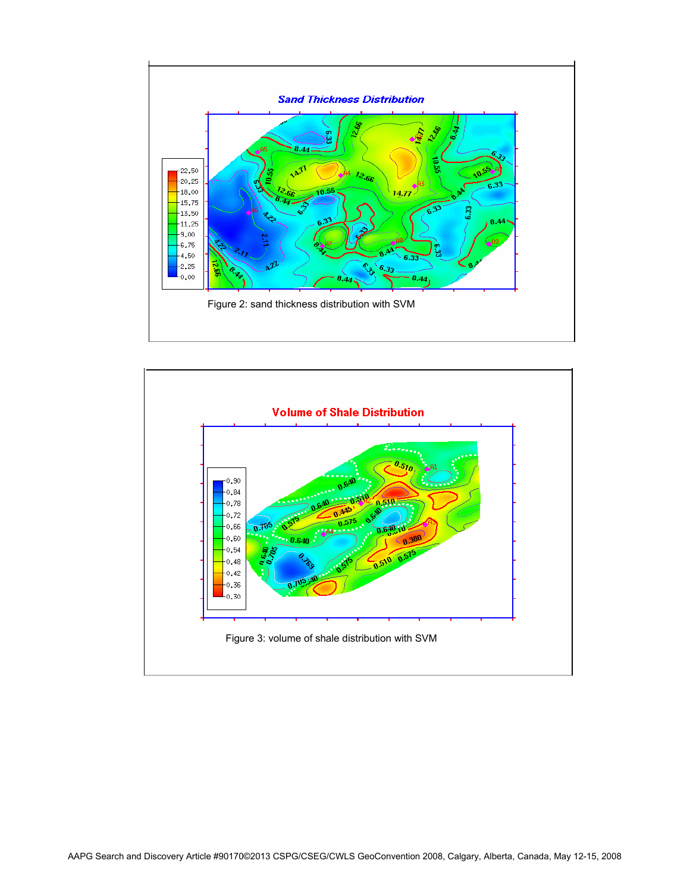Sand Thickness Distribution

22.50
20.25
18.00
15.75
13.50
11.25
9.00
6.75
4.50
2.25
0.00

Figure 2: sand thickness distribution with SVM

Volume of Shale Distribution

0.90
0.84
0.78
0.72
0.66
0.60
0.54
0.48
0.42
0.36
0.30

Figure 3: volume of shale distribution with SVM